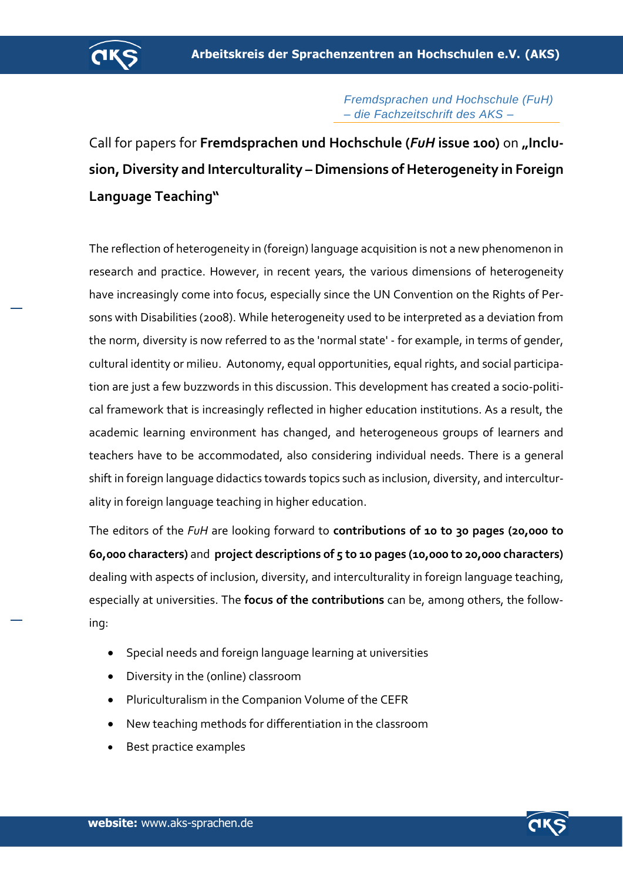*Fremdsprachen und Hochschule (FuH) – die Fachzeitschrift des AKS –*

# Call for papers for **Fremdsprachen und Hochschule (*FuH* issue 100)** on **„Inclusion, Diversity and Interculturality – Dimensions of Heterogeneity in Foreign Language Teaching"**

The reflection of heterogeneity in (foreign) language acquisition is not a new phenomenon in research and practice. However, in recent years, the various dimensions of heterogeneity have increasingly come into focus, especially since the UN Convention on the Rights of Persons with Disabilities (2008). While heterogeneity used to be interpreted as a deviation from the norm, diversity is now referred to as the 'normal state' - for example, in terms of gender, cultural identity or milieu. Autonomy, equal opportunities, equal rights, and social participation are just a few buzzwords in this discussion. This development has created a socio-political framework that is increasingly reflected in higher education institutions. As a result, the academic learning environment has changed, and heterogeneous groups of learners and teachers have to be accommodated, also considering individual needs. There is a general shift in foreign language didactics towards topics such as inclusion, diversity, and interculturality in foreign language teaching in higher education.

The editors of the *FuH* are looking forward to **contributions of 10 to 30 pages (20,000 to 60,000 characters)** and **project descriptions of 5 to 10 pages (10,000 to 20,000 characters)** dealing with aspects of inclusion, diversity, and interculturality in foreign language teaching, especially at universities. The **focus of the contributions** can be, among others, the following:

- Special needs and foreign language learning at universities
- Diversity in the (online) classroom
- Pluriculturalism in the Companion Volume of the CEFR
- New teaching methods for differentiation in the classroom
- Best practice examples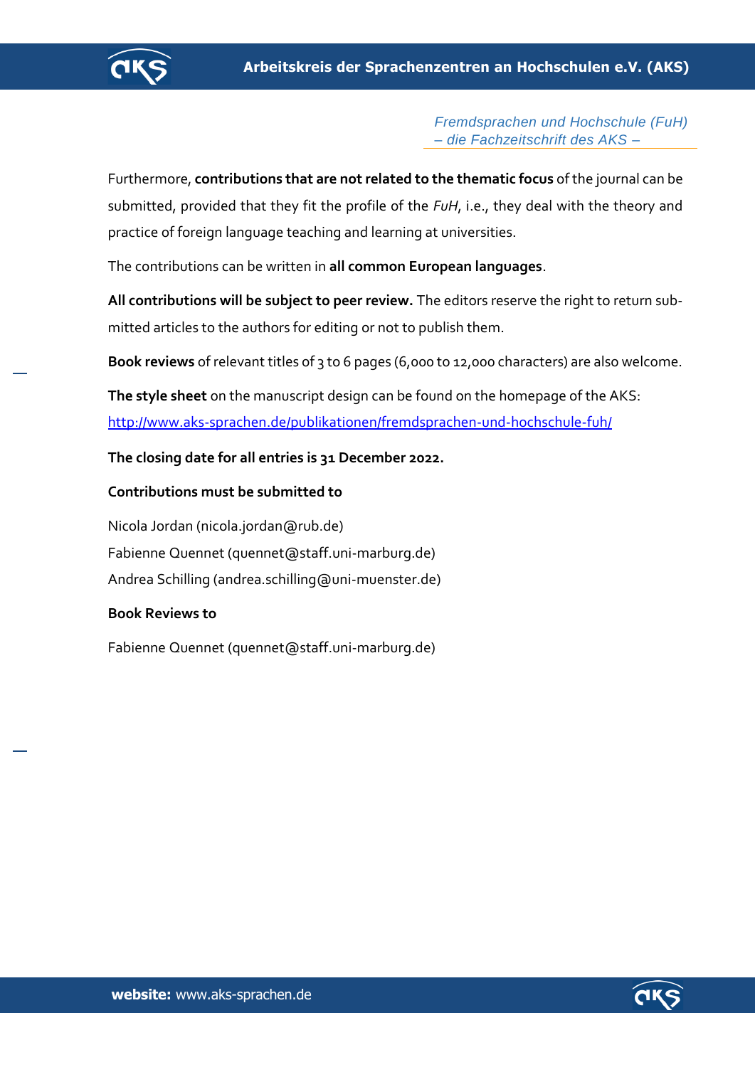Furthermore, **contributions that are not related to the thematic focus** of the journal can be submitted, provided that they fit the profile of the *FuH*, i.e., they deal with the theory and practice of foreign language teaching and learning at universities.

The contributions can be written in **all common European languages**.

**All contributions will be subject to peer review.** The editors reserve the right to return submitted articles to the authors for editing or not to publish them.

**Book reviews** of relevant titles of 3 to 6 pages (6,000 to 12,000 characters) are also welcome.

**The style sheet** on the manuscript design can be found on the homepage of the AKS: [http://www.aks-sprachen.de/publikationen/fremdsprachen-und-hochschule-fuh/](http://www.aks-sprachen.de/publikationen/fremdsprachen-und-hochschule-fuh/)

**The closing date for all entries is 31 December 2022.**

**Contributions must be submitted to**

Nicola Jordan (nicola.jordan@rub.de)
Fabienne Quennet (quennet@staff.uni-marburg.de)
Andrea Schilling (andrea.schilling@uni-muenster.de)

**Book Reviews to**

Fabienne Quennet (quennet@staff.uni-marburg.de)